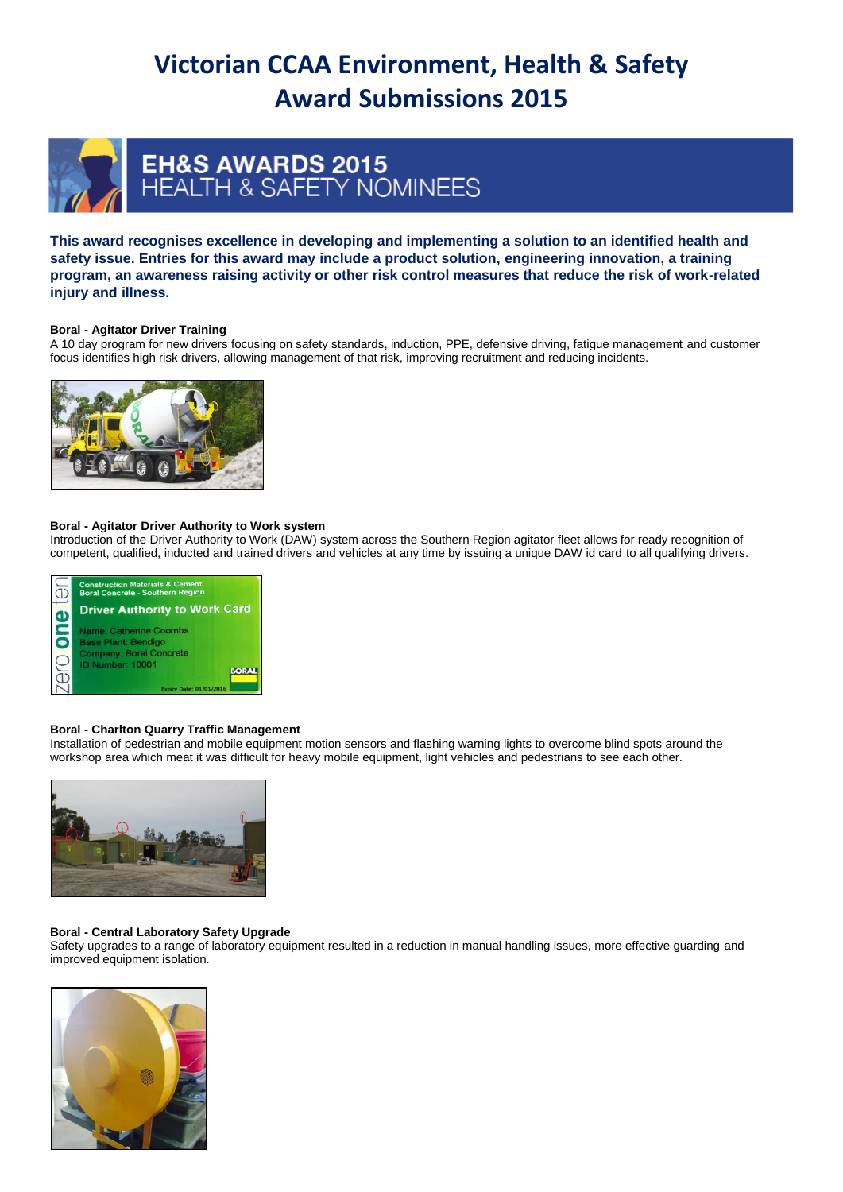# Victorian CCAA Environment, Health & Safety Award Submissions 2015

## EH&S AWARDS 2015
## HEALTH & SAFETY NOMINEES

**This award recognises excellence in developing and implementing a solution to an identified health and safety issue. Entries for this award may include a product solution, engineering innovation, a training program, an awareness raising activity or other risk control measures that reduce the risk of work-related injury and illness.**

**Boral - Agitator Driver Training**

A 10 day program for new drivers focusing on safety standards, induction, PPE, defensive driving, fatigue management and customer focus identifies high risk drivers, allowing management of that risk, improving recruitment and reducing incidents.

**Boral - Agitator Driver Authority to Work system**

Introduction of the Driver Authority to Work (DAW) system across the Southern Region agitator fleet allows for ready recognition of competent, qualified, inducted and trained drivers and vehicles at any time by issuing a unique DAW id card to all qualifying drivers.

**Boral - Charlton Quarry Traffic Management**

Installation of pedestrian and mobile equipment motion sensors and flashing warning lights to overcome blind spots around the workshop area which meat it was difficult for heavy mobile equipment, light vehicles and pedestrians to see each other.

**Boral - Central Laboratory Safety Upgrade**

Safety upgrades to a range of laboratory equipment resulted in a reduction in manual handling issues, more effective guarding and improved equipment isolation.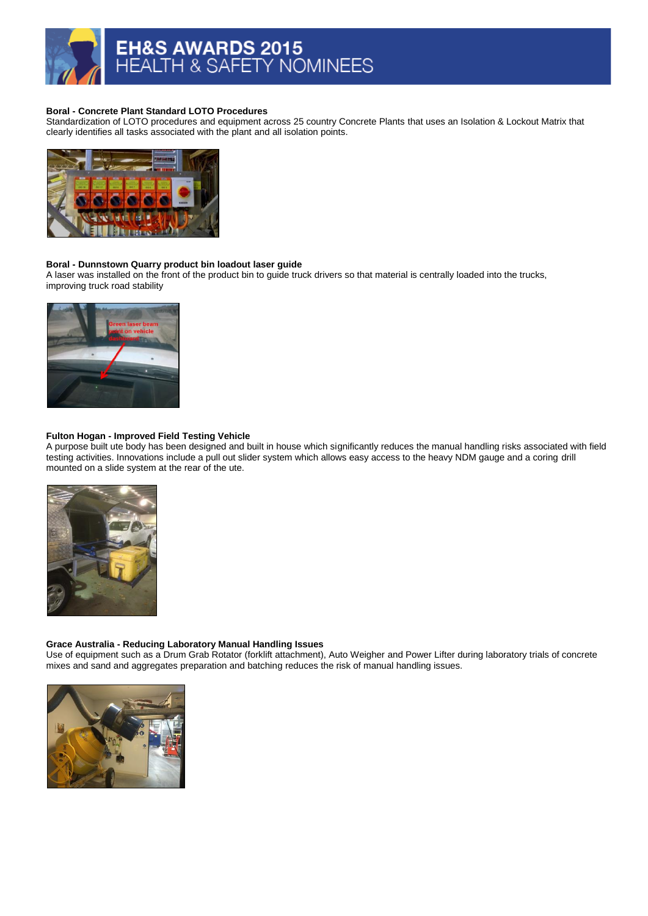# EH&S AWARDS 2015
## HEALTH & SAFETY NOMINEES

**Boral - Concrete Plant Standard LOTO Procedures**
Standardization of LOTO procedures and equipment across 25 country Concrete Plants that uses an Isolation & Lockout Matrix that clearly identifies all tasks associated with the plant and all isolation points.

**Boral - Dunnstown Quarry product bin loadout laser guide**
A laser was installed on the front of the product bin to guide truck drivers so that material is centrally loaded into the trucks, improving truck road stability

**Fulton Hogan - Improved Field Testing Vehicle**
A purpose built ute body has been designed and built in house which significantly reduces the manual handling risks associated with field testing activities. Innovations include a pull out slider system which allows easy access to the heavy NDM gauge and a coring drill mounted on a slide system at the rear of the ute.

**Grace Australia - Reducing Laboratory Manual Handling Issues**
Use of equipment such as a Drum Grab Rotator (forklift attachment), Auto Weigher and Power Lifter during laboratory trials of concrete mixes and sand and aggregates preparation and batching reduces the risk of manual handling issues.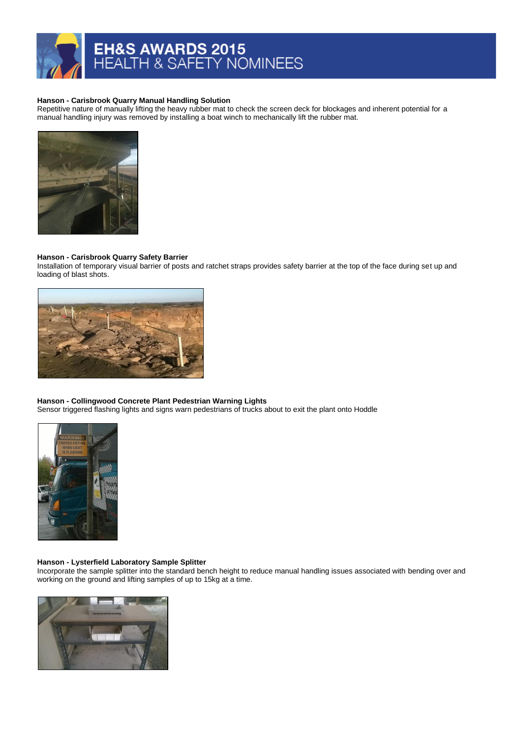# EH&S AWARDS 2015
## HEALTH & SAFETY NOMINEES

**Hanson - Carisbrook Quarry Manual Handling Solution**
Repetitive nature of manually lifting the heavy rubber mat to check the screen deck for blockages and inherent potential for a manual handling injury was removed by installing a boat winch to mechanically lift the rubber mat.

**Hanson - Carisbrook Quarry Safety Barrier**
Installation of temporary visual barrier of posts and ratchet straps provides safety barrier at the top of the face during set up and loading of blast shots.

**Hanson - Collingwood Concrete Plant Pedestrian Warning Lights**
Sensor triggered flashing lights and signs warn pedestrians of trucks about to exit the plant onto Hoddle

**Hanson - Lysterfield Laboratory Sample Splitter**
Incorporate the sample splitter into the standard bench height to reduce manual handling issues associated with bending over and working on the ground and lifting samples of up to 15kg at a time.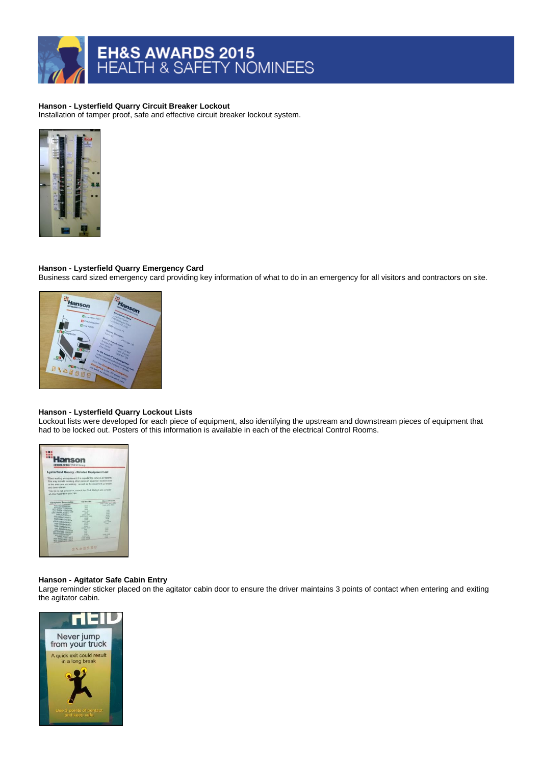# EH&S AWARDS 2015
## HEALTH & SAFETY NOMINEES

**Hanson - Lysterfield Quarry Circuit Breaker Lockout**
Installation of tamper proof, safe and effective circuit breaker lockout system.

**Hanson - Lysterfield Quarry Emergency Card**
Business card sized emergency card providing key information of what to do in an emergency for all visitors and contractors on site.

**Hanson - Lysterfield Quarry Lockout Lists**
Lockout lists were developed for each piece of equipment, also identifying the upstream and downstream pieces of equipment that had to be locked out. Posters of this information is available in each of the electrical Control Rooms.

**Hanson - Agitator Safe Cabin Entry**
Large reminder sticker placed on the agitator cabin door to ensure the driver maintains 3 points of contact when entering and exiting the agitator cabin.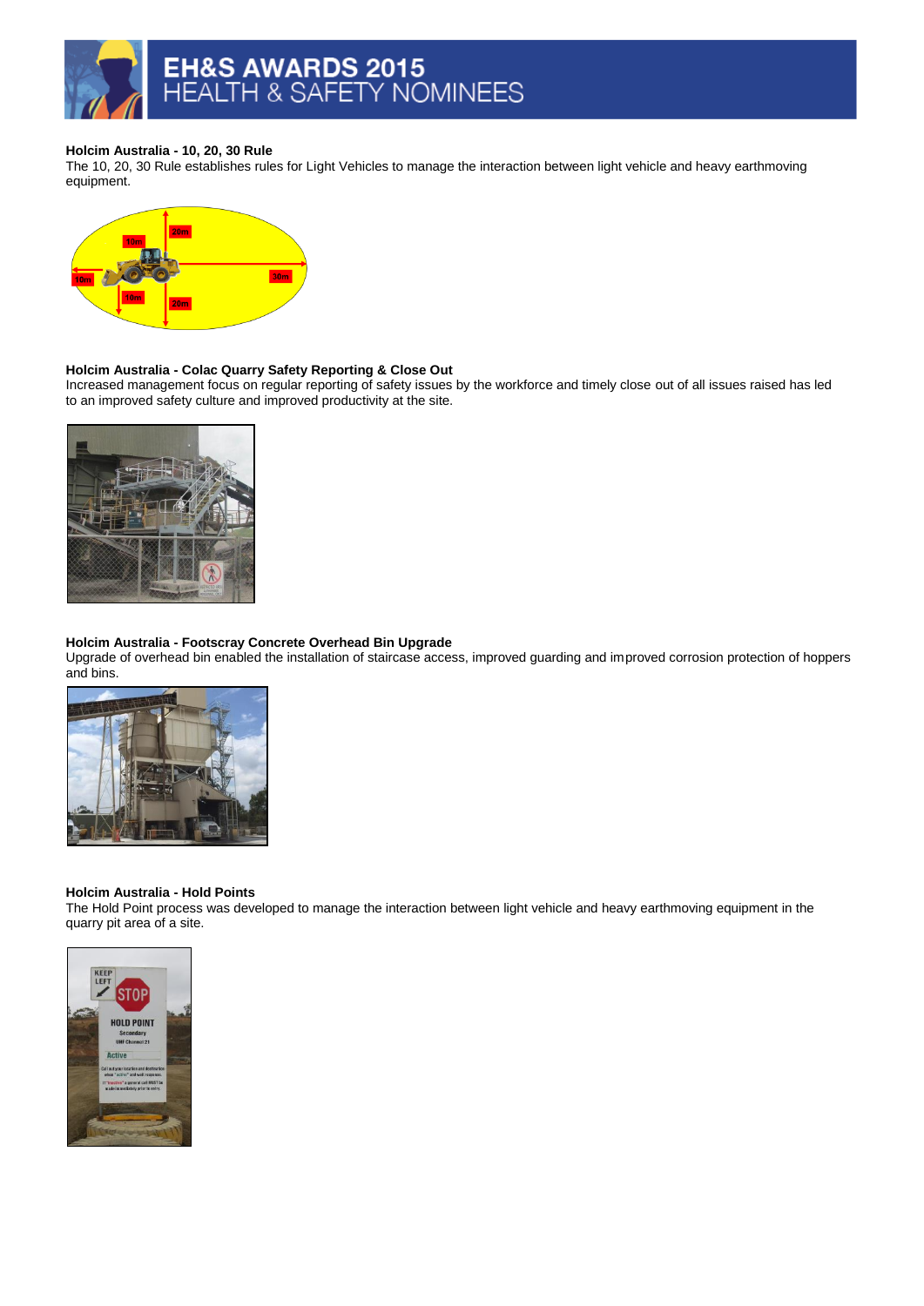# EH&S AWARDS 2015
## HEALTH & SAFETY NOMINEES

**Holcim Australia - 10, 20, 30 Rule**

The 10, 20, 30 Rule establishes rules for Light Vehicles to manage the interaction between light vehicle and heavy earthmoving equipment.

**Holcim Australia - Colac Quarry Safety Reporting & Close Out**

Increased management focus on regular reporting of safety issues by the workforce and timely close out of all issues raised has led to an improved safety culture and improved productivity at the site.

**Holcim Australia - Footscray Concrete Overhead Bin Upgrade**

Upgrade of overhead bin enabled the installation of staircase access, improved guarding and improved corrosion protection of hoppers and bins.

**Holcim Australia - Hold Points**

The Hold Point process was developed to manage the interaction between light vehicle and heavy earthmoving equipment in the quarry pit area of a site.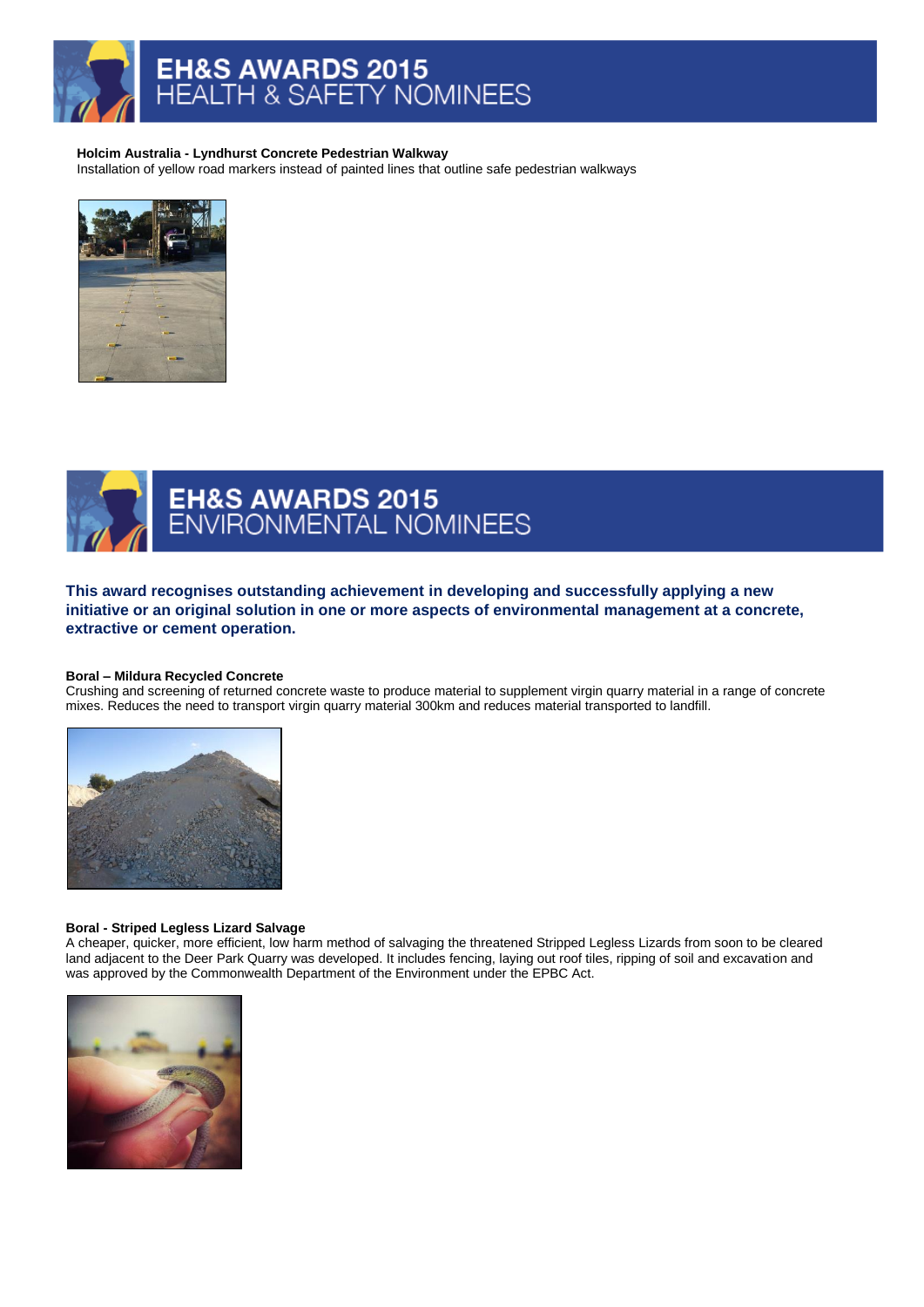# EH&S AWARDS 2015
## HEALTH & SAFETY NOMINEES

**Holcim Australia - Lyndhurst Concrete Pedestrian Walkway**
Installation of yellow road markers instead of painted lines that outline safe pedestrian walkways

# EH&S AWARDS 2015
## ENVIRONMENTAL NOMINEES

**This award recognises outstanding achievement in developing and successfully applying a new initiative or an original solution in one or more aspects of environmental management at a concrete, extractive or cement operation.**

**Boral – Mildura Recycled Concrete**
Crushing and screening of returned concrete waste to produce material to supplement virgin quarry material in a range of concrete mixes. Reduces the need to transport virgin quarry material 300km and reduces material transported to landfill.

**Boral - Striped Legless Lizard Salvage**
A cheaper, quicker, more efficient, low harm method of salvaging the threatened Stripped Legless Lizards from soon to be cleared land adjacent to the Deer Park Quarry was developed. It includes fencing, laying out roof tiles, ripping of soil and excavation and was approved by the Commonwealth Department of the Environment under the EPBC Act.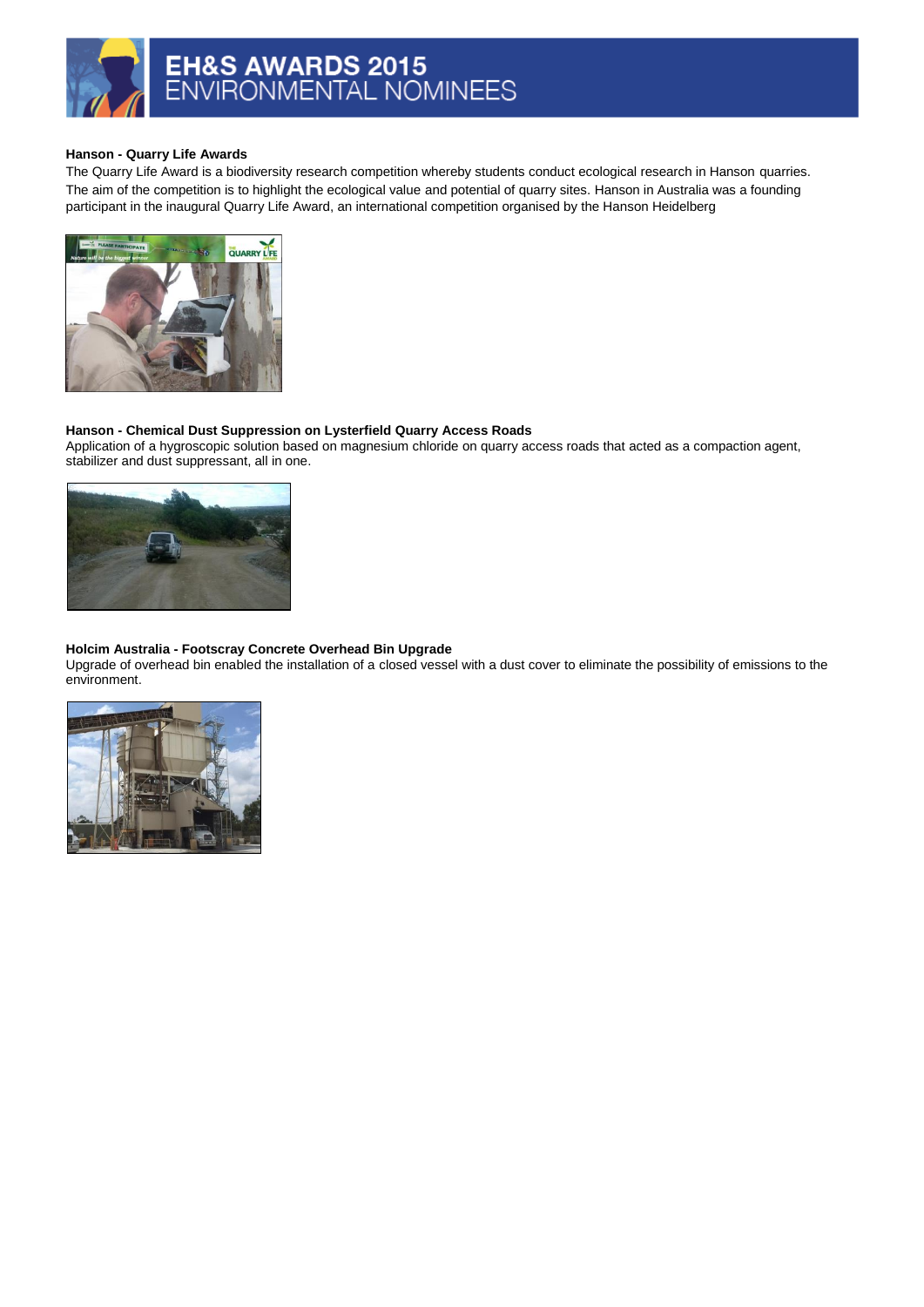# EH&S AWARDS 2015
## ENVIRONMENTAL NOMINEES

**Hanson - Quarry Life Awards**

The Quarry Life Award is a biodiversity research competition whereby students conduct ecological research in Hanson quarries. The aim of the competition is to highlight the ecological value and potential of quarry sites. Hanson in Australia was a founding participant in the inaugural Quarry Life Award, an international competition organised by the Hanson Heidelberg

**Hanson - Chemical Dust Suppression on Lysterfield Quarry Access Roads**

Application of a hygroscopic solution based on magnesium chloride on quarry access roads that acted as a compaction agent, stabilizer and dust suppressant, all in one.

**Holcim Australia - Footscray Concrete Overhead Bin Upgrade**

Upgrade of overhead bin enabled the installation of a closed vessel with a dust cover to eliminate the possibility of emissions to the environment.